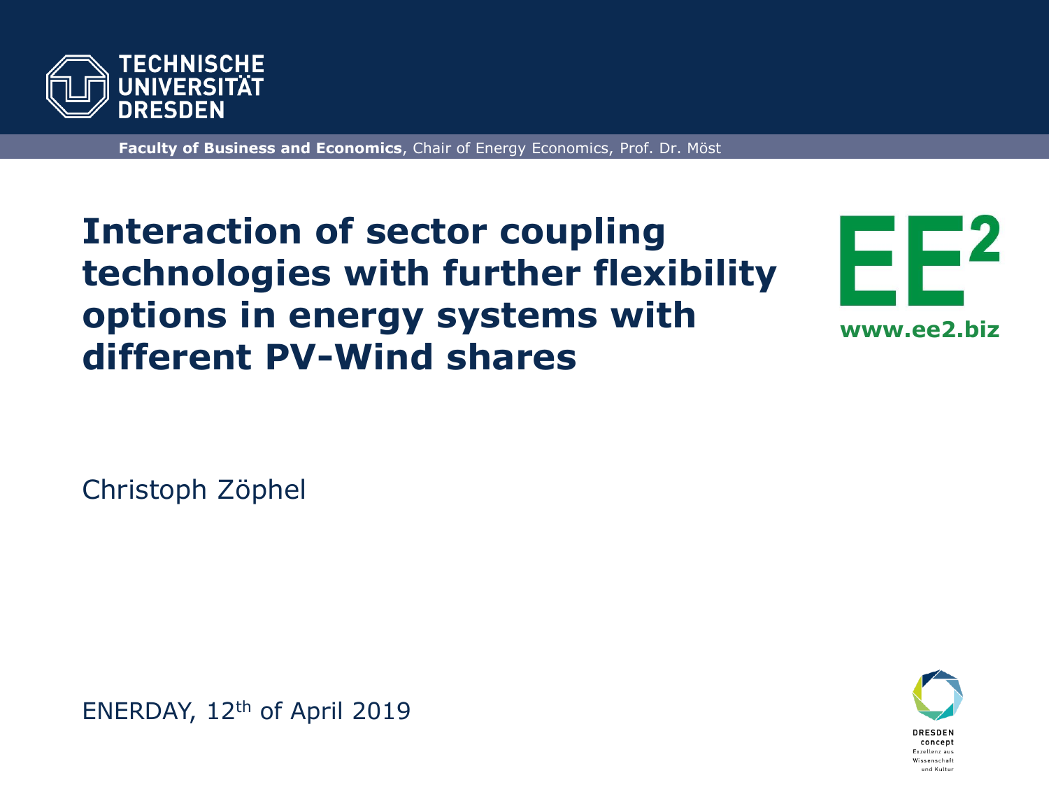TECHNISCHE UNIVERSITÄT DRESDEN

**Faculty of Business and Economics**, Chair of Energy Economics, Prof. Dr. Möst

# Interaction of sector coupling technologies with further flexibility options in energy systems with different PV-Wind shares

EE²
www.ee2.biz

Christoph Zöphel

ENERDAY, 12th of April 2019

DRESDEN concept
Exzellenz aus Wissenschaft und Kultur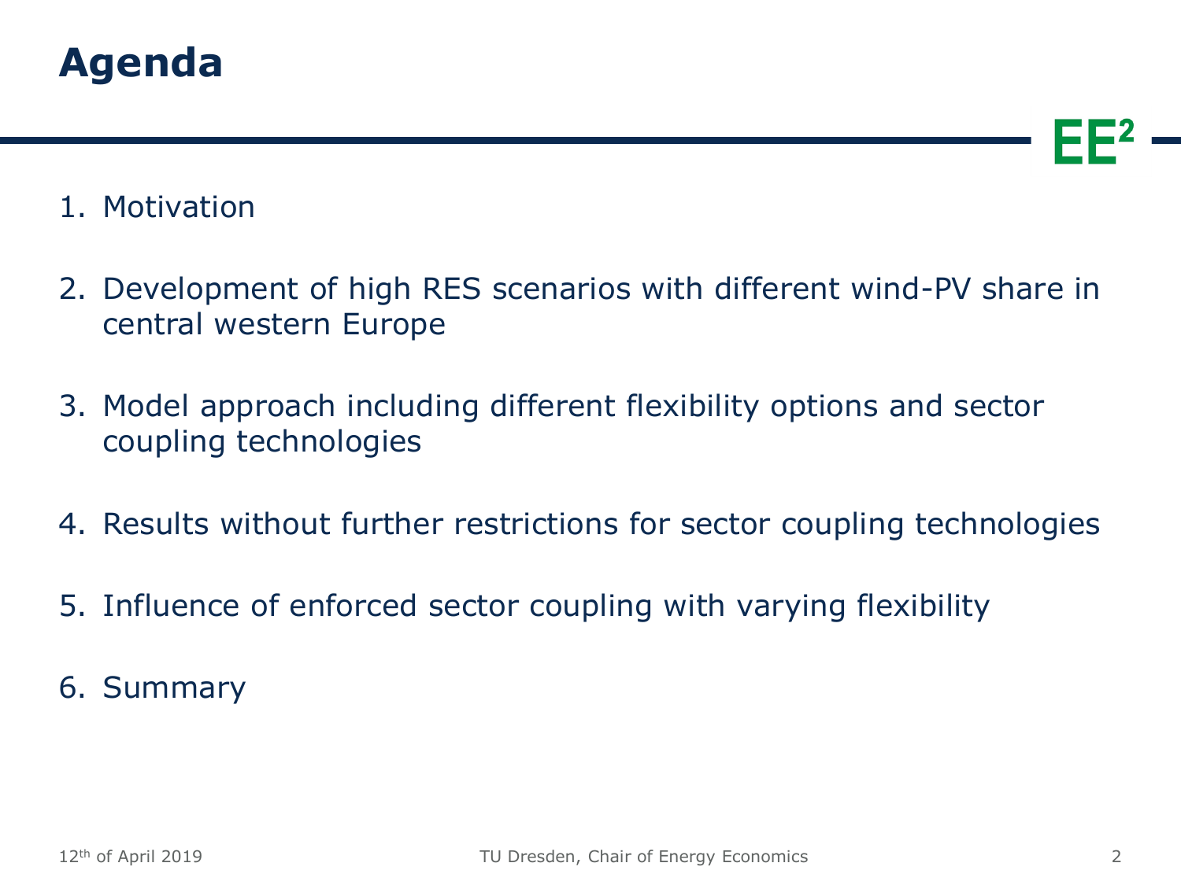# Agenda

1. Motivation
2. Development of high RES scenarios with different wind-PV share in central western Europe
3. Model approach including different flexibility options and sector coupling technologies
4. Results without further restrictions for sector coupling technologies
5. Influence of enforced sector coupling with varying flexibility
6. Summary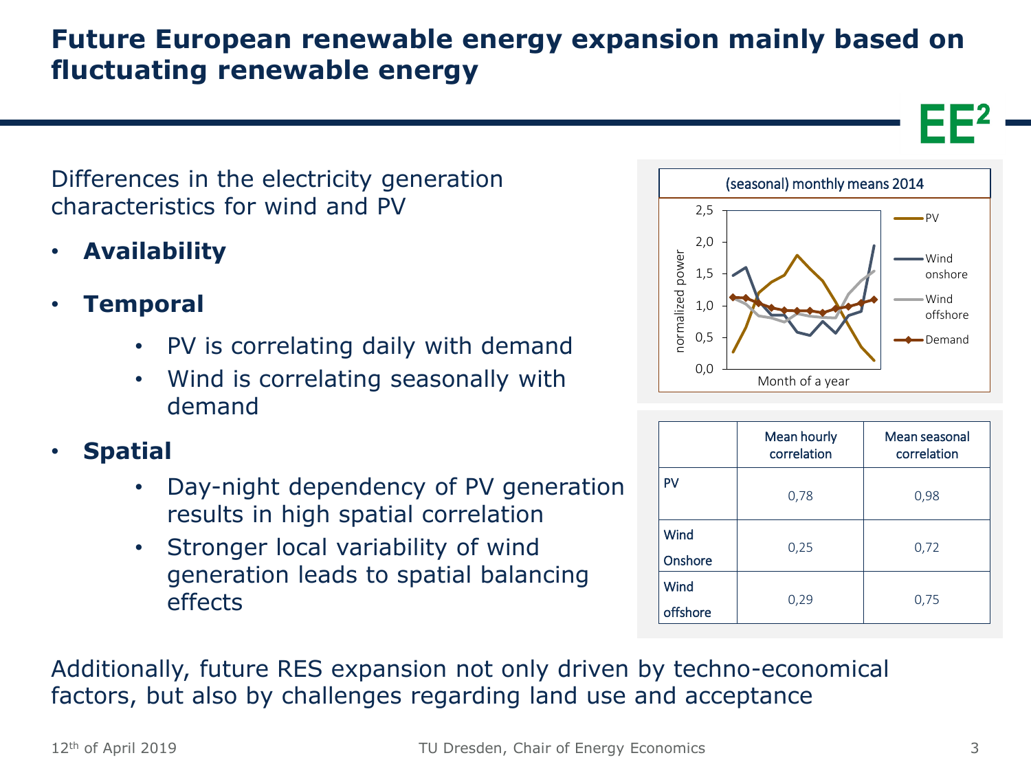# Future European renewable energy expansion mainly based on fluctuating renewable energy

Differences in the electricity generation characteristics for wind and PV

- **Availability**
- **Temporal**
  - PV is correlating daily with demand
  - Wind is correlating seasonally with demand
- **Spatial**
  - Day-night dependency of PV generation results in high spatial correlation
  - Stronger local variability of wind generation leads to spatial balancing effects

(seasonal) monthly means 2014

| | Mean hourly correlation | Mean seasonal correlation |
|---|---|---|
| PV | 0,78 | 0,98 |
| Wind Onshore | 0,25 | 0,72 |
| Wind offshore | 0,29 | 0,75 |

Additionally, future RES expansion not only driven by techno-economical factors, but also by challenges regarding land use and acceptance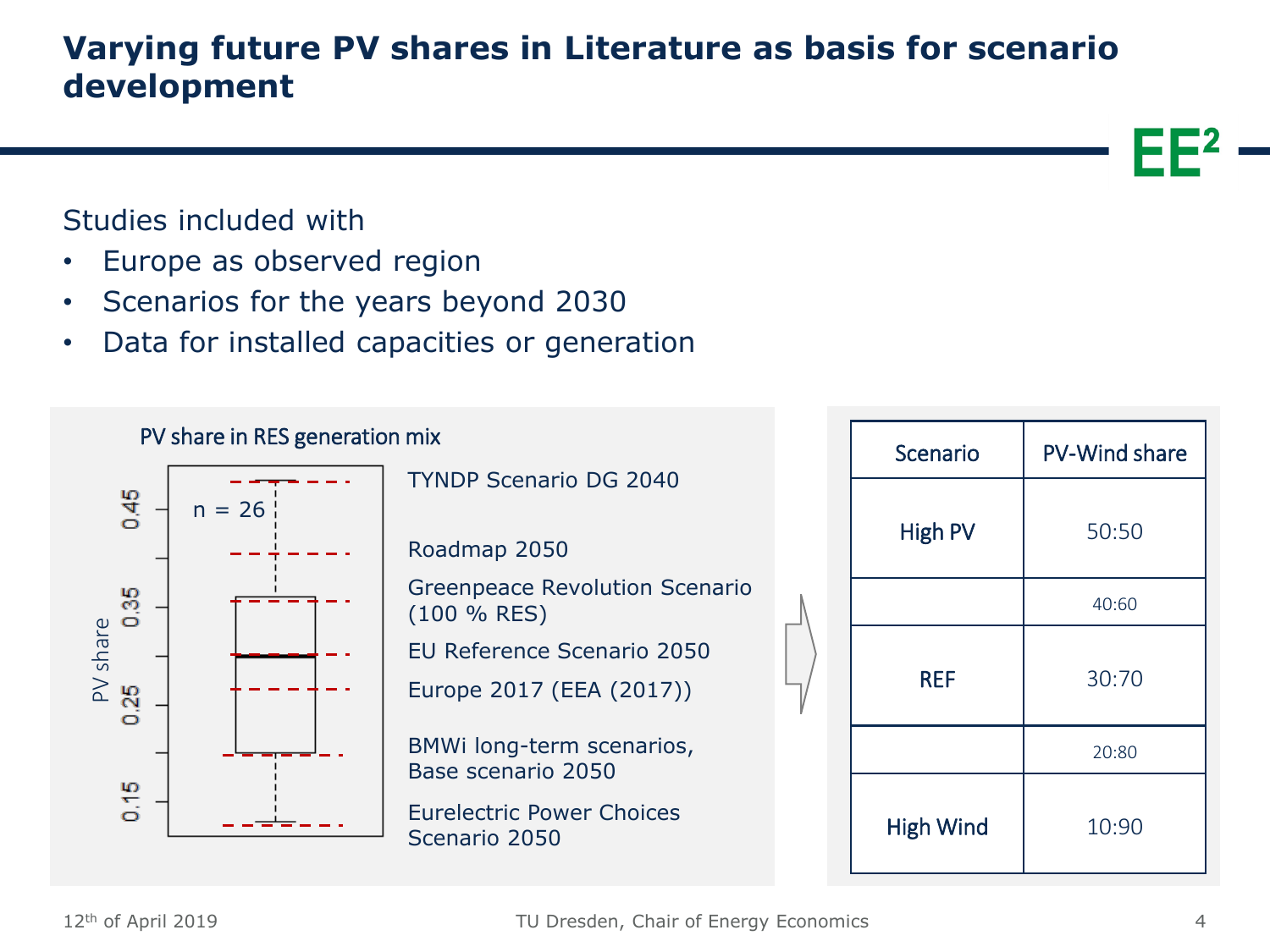# Varying future PV shares in Literature as basis for scenario development

Studies included with

- Europe as observed region
- Scenarios for the years beyond 2030
- Data for installed capacities or generation

**PV share in RES generation mix**

n = 26

- TYNDP Scenario DG 2040
- Roadmap 2050
- Greenpeace Revolution Scenario (100 % RES)
- EU Reference Scenario 2050
- Europe 2017 (EEA (2017))
- BMWi long-term scenarios, Base scenario 2050
- Eurelectric Power Choices Scenario 2050

| Scenario | PV-Wind share |
|---|---|
| High PV | 50:50 |
| | 40:60 |
| REF | 30:70 |
| | 20:80 |
| High Wind | 10:90 |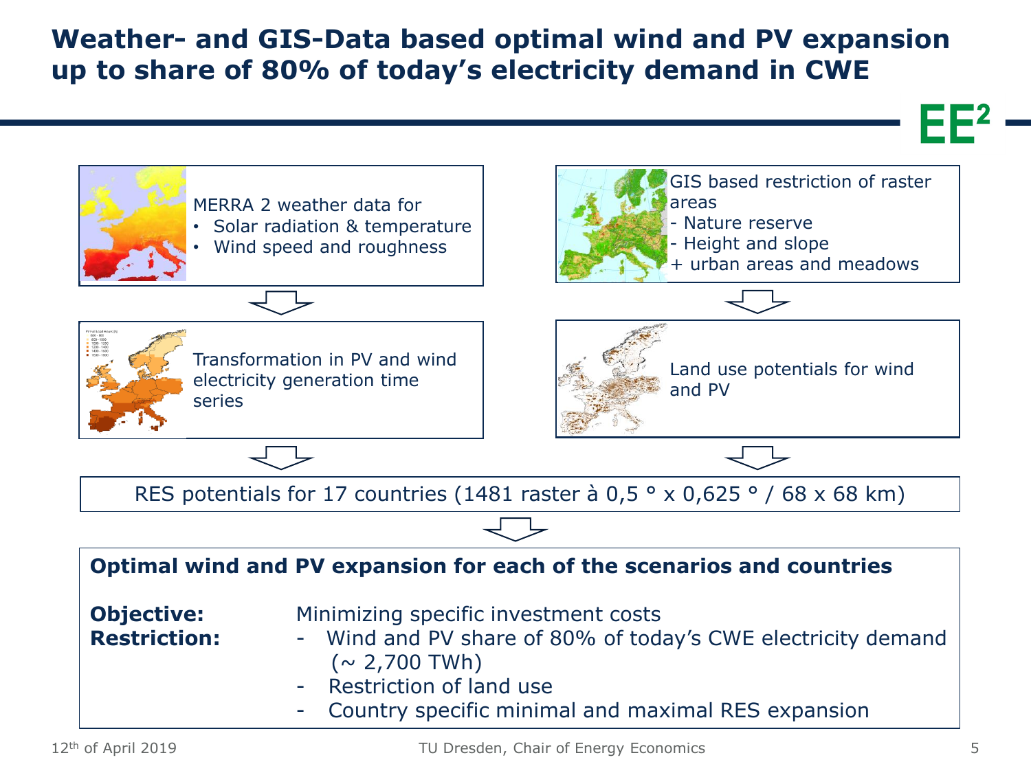# Weather- and GIS-Data based optimal wind and PV expansion up to share of 80% of today's electricity demand in CWE

MERRA 2 weather data for
- Solar radiation & temperature
- Wind speed and roughness

⇩

Transformation in PV and wind electricity generation time series

GIS based restriction of raster areas
- Nature reserve
- Height and slope
+ urban areas and meadows

⇩

Land use potentials for wind and PV

⇩

RES potentials for 17 countries (1481 raster à 0,5 ° x 0,625 ° / 68 x 68 km)

⇩

**Optimal wind and PV expansion for each of the scenarios and countries**

**Objective:** Minimizing specific investment costs

**Restriction:**
- Wind and PV share of 80% of today's CWE electricity demand (~ 2,700 TWh)
- Restriction of land use
- Country specific minimal and maximal RES expansion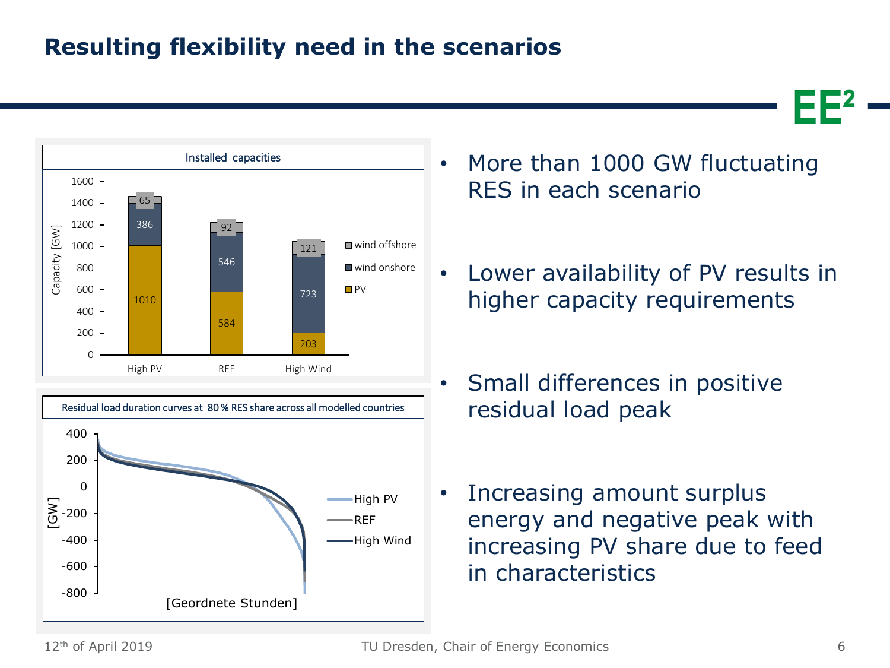# Resulting flexibility need in the scenarios

**Installed capacities**

| Capacity [GW] | High PV | REF | High Wind |
|---|---|---|---|
| PV | 1010 | 584 | 203 |
| wind onshore | 386 | 546 | 723 |
| wind offshore | 65 | 92 | 121 |

**Residual load duration curves at 80 % RES share across all modelled countries**

[GW] vs. [Geordnete Stunden] — High PV, REF, High Wind

- More than 1000 GW fluctuating RES in each scenario
- Lower availability of PV results in higher capacity requirements
- Small differences in positive residual load peak
- Increasing amount surplus energy and negative peak with increasing PV share due to feed in characteristics

12th of April 2019 — TU Dresden, Chair of Energy Economics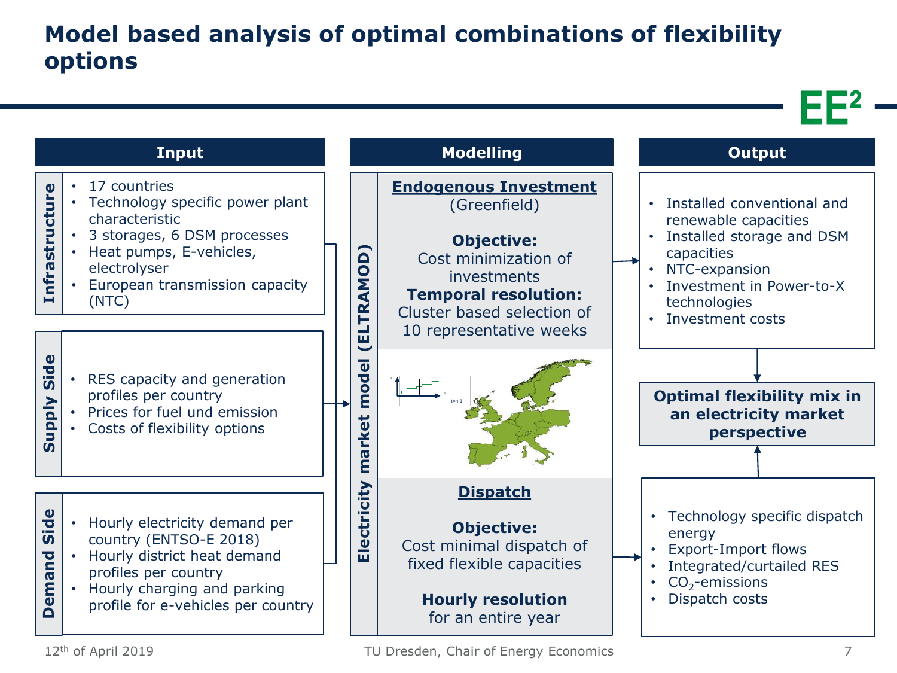# Model based analysis of optimal combinations of flexibility options

EE²

## Input

### Infrastructure

- 17 countries
- Technology specific power plant characteristic
- 3 storages, 6 DSM processes
- Heat pumps, E-vehicles, electrolyser
- European transmission capacity (NTC)

### Supply Side

- RES capacity and generation profiles per country
- Prices for fuel und emission
- Costs of flexibility options

### Demand Side

- Hourly electricity demand per country (ENTSO-E 2018)
- Hourly district heat demand profiles per country
- Hourly charging and parking profile for e-vehicles per country

## Modelling

### Electricity market model (ELTRAMOD)

**Endogenous Investment**
(Greenfield)

**Objective:**
Cost minimization of investments

**Temporal resolution:**
Cluster based selection of 10 representative weeks

**Dispatch**

**Objective:**
Cost minimal dispatch of fixed flexible capacities

**Hourly resolution**
for an entire year

## Output

- Installed conventional and renewable capacities
- Installed storage and DSM capacities
- NTC-expansion
- Investment in Power-to-X technologies
- Investment costs

**Optimal flexibility mix in an electricity market perspective**

- Technology specific dispatch energy
- Export-Import flows
- Integrated/curtailed RES
- $CO_2$-emissions
- Dispatch costs

12th of April 2019 — TU Dresden, Chair of Energy Economics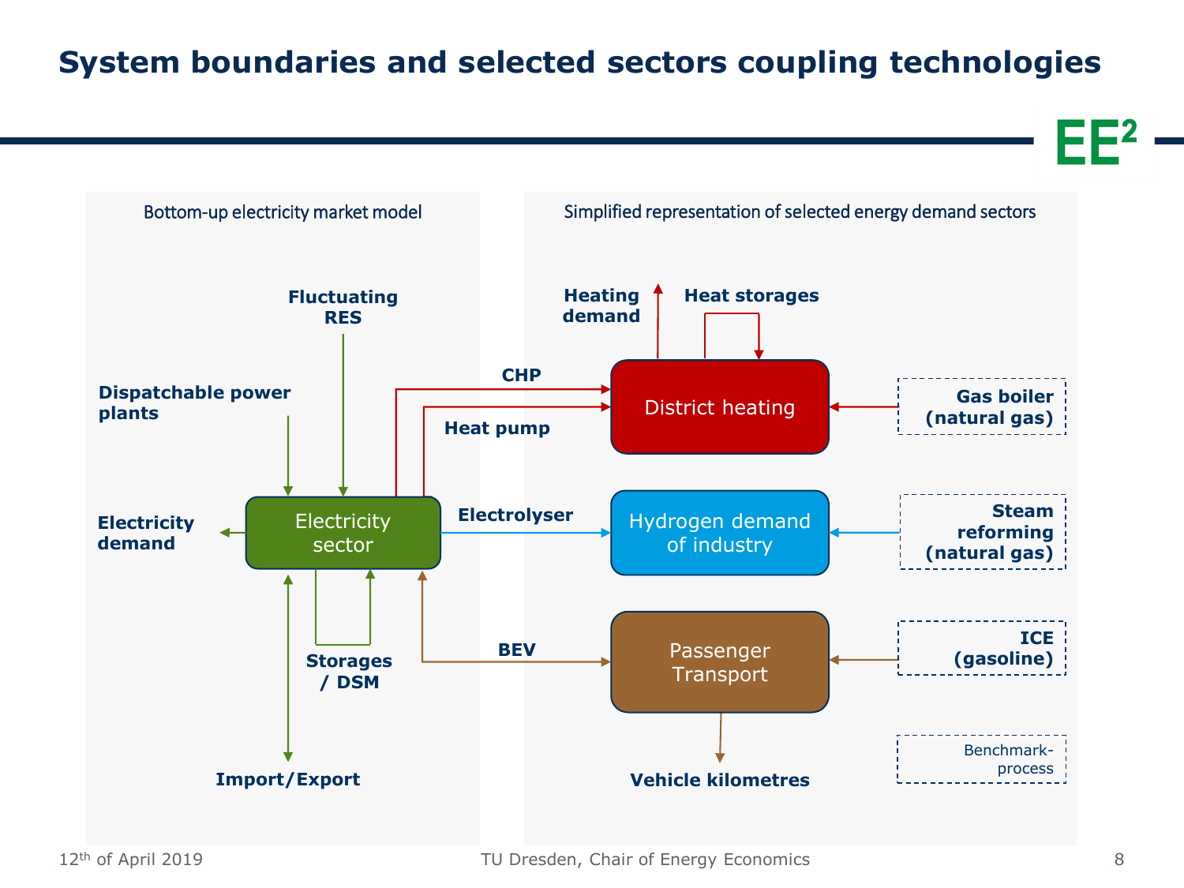# System boundaries and selected sectors coupling technologies

Bottom-up electricity market model

Simplified representation of selected energy demand sectors

**Fluctuating RES**

**Dispatchable power plants**

**Electricity demand**

Electricity sector

**Storages / DSM**

**Import/Export**

**CHP**

**Heat pump**

**Electrolyser**

**BEV**

**Heating demand**

**Heat storages**

District heating

**Gas boiler (natural gas)**

Hydrogen demand of industry

**Steam reforming (natural gas)**

Passenger Transport

**ICE (gasoline)**

**Vehicle kilometres**

Benchmark-process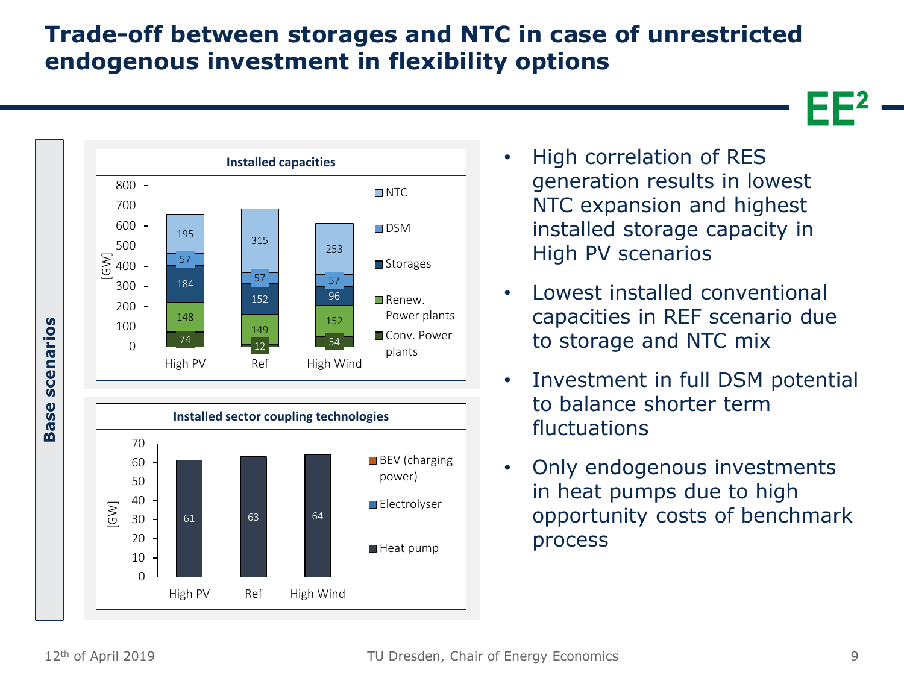# Trade-off between storages and NTC in case of unrestricted endogenous investment in flexibility options

**Base scenarios**

**Installed capacities** [GW]

| | High PV | Ref | High Wind |
|---|---|---|---|
| NTC | 195 | 315 | 253 |
| DSM | 57 | 57 | 57 |
| Storages | 184 | 152 | 96 |
| Renew. Power plants | 148 | 149 | 152 |
| Conv. Power plants | 74 | 12 | 54 |

**Installed sector coupling technologies** [GW]

| | High PV | Ref | High Wind |
|---|---|---|---|
| BEV (charging power) | | | |
| Electrolyser | | | |
| Heat pump | 61 | 63 | 64 |

- High correlation of RES generation results in lowest NTC expansion and highest installed storage capacity in High PV scenarios
- Lowest installed conventional capacities in REF scenario due to storage and NTC mix
- Investment in full DSM potential to balance shorter term fluctuations
- Only endogenous investments in heat pumps due to high opportunity costs of benchmark process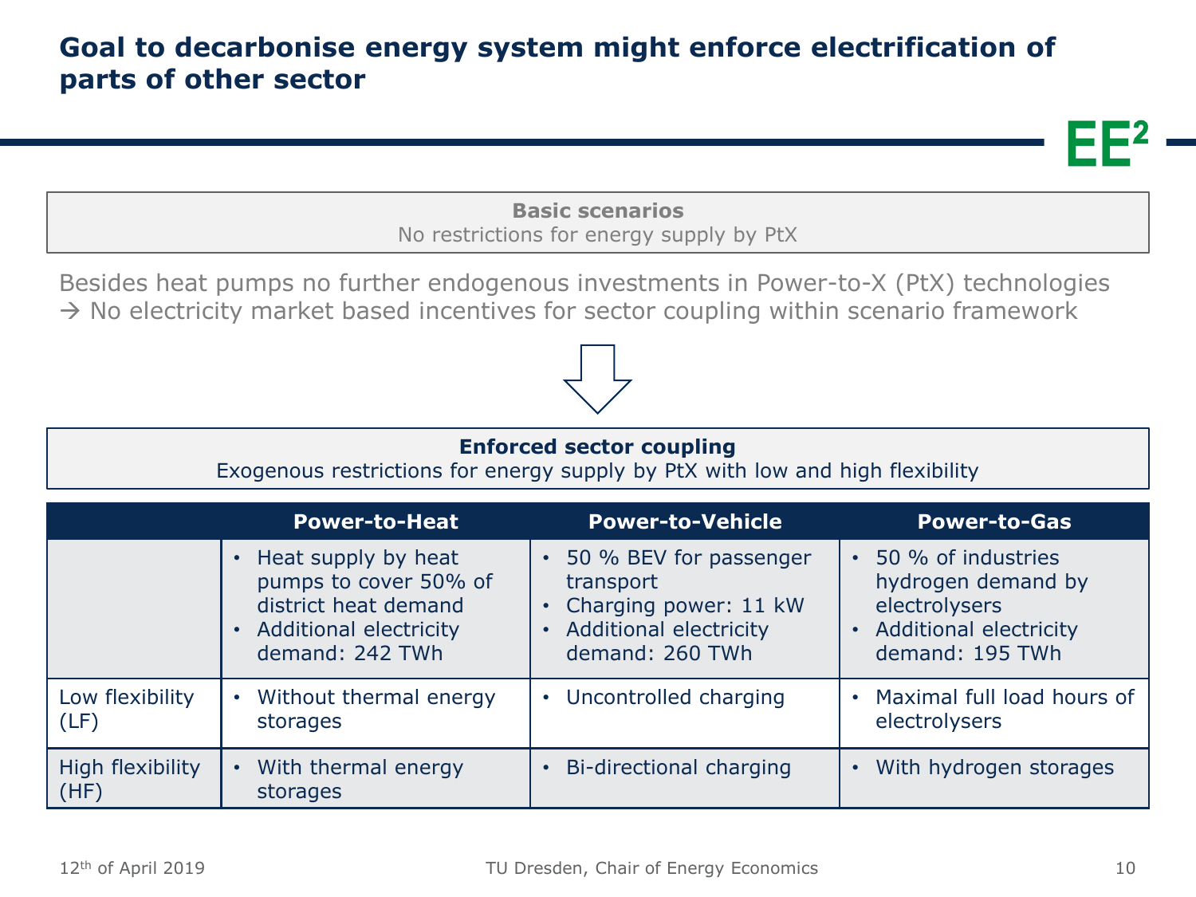# Goal to decarbonise energy system might enforce electrification of parts of other sector

**Basic scenarios**
No restrictions for energy supply by PtX

Besides heat pumps no further endogenous investments in Power-to-X (PtX) technologies
→ No electricity market based incentives for sector coupling within scenario framework

**Enforced sector coupling**
Exogenous restrictions for energy supply by PtX with low and high flexibility

| | Power-to-Heat | Power-to-Vehicle | Power-to-Gas |
|---|---|---|---|
| | • Heat supply by heat pumps to cover 50% of district heat demand<br>• Additional electricity demand: 242 TWh | • 50 % BEV for passenger transport<br>• Charging power: 11 kW<br>• Additional electricity demand: 260 TWh | • 50 % of industries hydrogen demand by electrolysers<br>• Additional electricity demand: 195 TWh |
| Low flexibility (LF) | • Without thermal energy storages | • Uncontrolled charging | • Maximal full load hours of electrolysers |
| High flexibility (HF) | • With thermal energy storages | • Bi-directional charging | • With hydrogen storages |

12th of April 2019 — TU Dresden, Chair of Energy Economics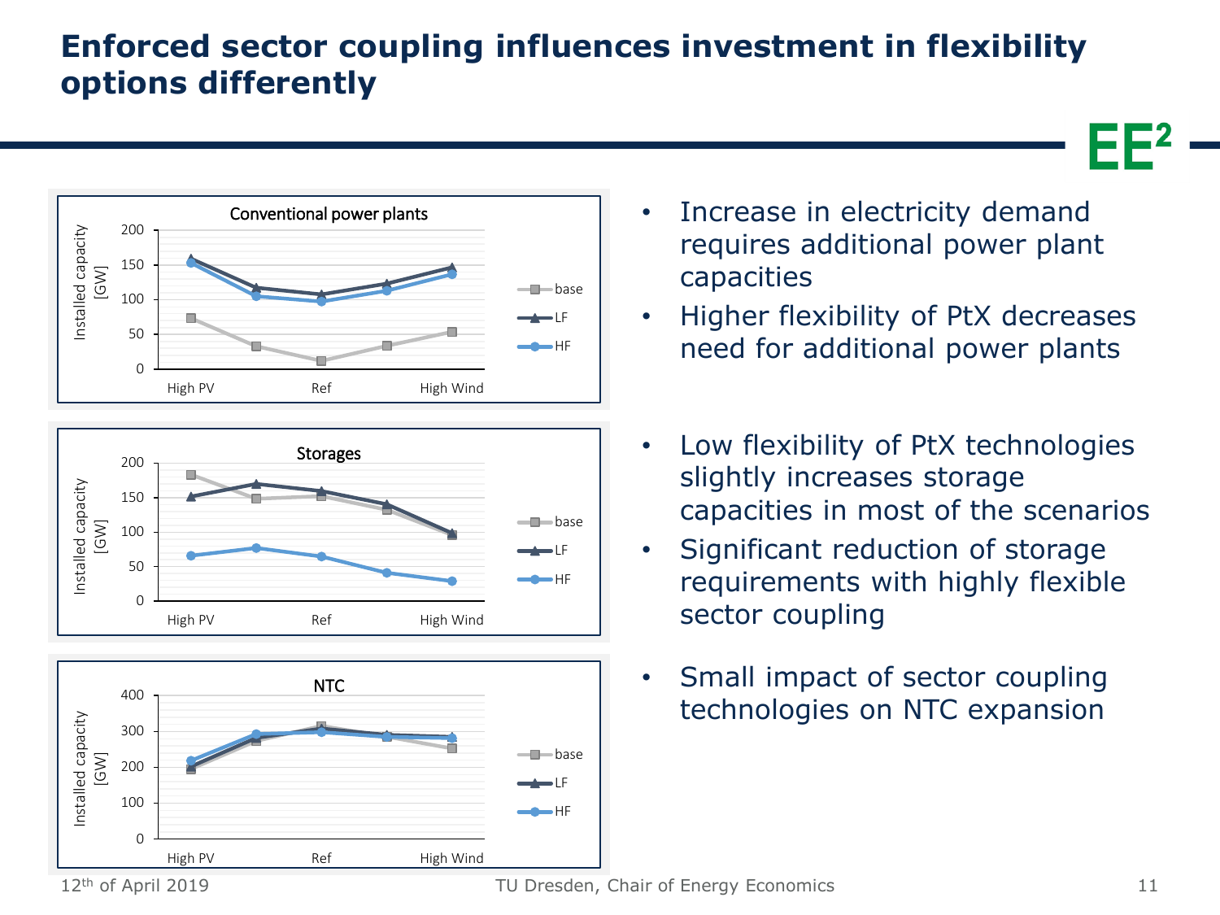# Enforced sector coupling influences investment in flexibility options differently

- Increase in electricity demand requires additional power plant capacities
- Higher flexibility of PtX decreases need for additional power plants

- Low flexibility of PtX technologies slightly increases storage capacities in most of the scenarios
- Significant reduction of storage requirements with highly flexible sector coupling

- Small impact of sector coupling technologies on NTC expansion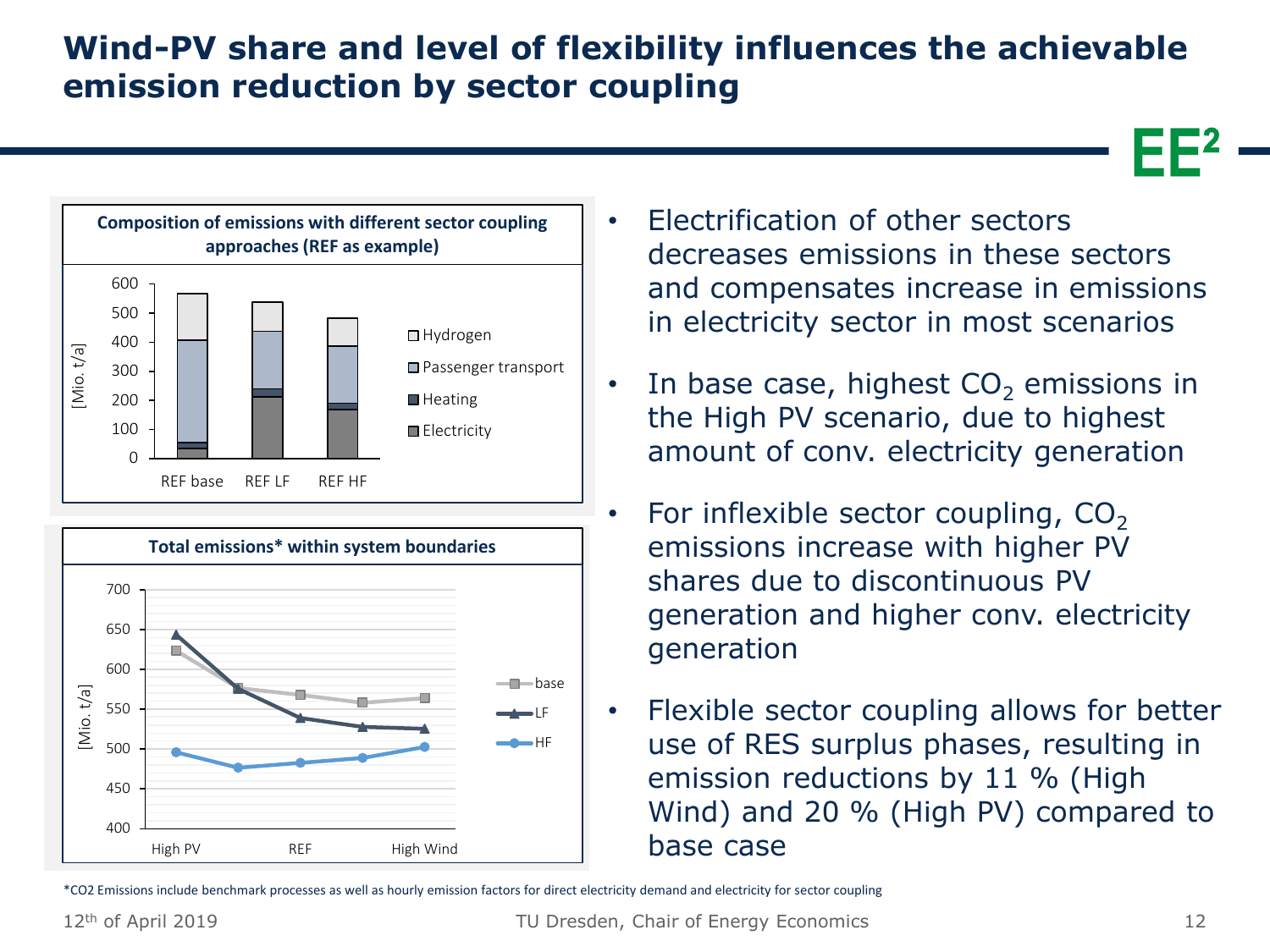# Wind-PV share and level of flexibility influences the achievable emission reduction by sector coupling

**Composition of emissions with different sector coupling approaches (REF as example)**

[Mio. t/a]

| | Electricity | Heating | Passenger transport | Hydrogen |
|---|---|---|---|---|
| REF base | | | | |
| REF LF | | | | |
| REF HF | | | | |

**Total emissions* within system boundaries**

[Mio. t/a]

Series: base, LF, HF — High PV, REF, High Wind

- Electrification of other sectors decreases emissions in these sectors and compensates increase in emissions in electricity sector in most scenarios
- In base case, highest $CO_2$ emissions in the High PV scenario, due to highest amount of conv. electricity generation
- For inflexible sector coupling, $CO_2$ emissions increase with higher PV shares due to discontinuous PV generation and higher conv. electricity generation
- Flexible sector coupling allows for better use of RES surplus phases, resulting in emission reductions by 11 % (High Wind) and 20 % (High PV) compared to base case

*CO2 Emissions include benchmark processes as well as hourly emission factors for direct electricity demand and electricity for sector coupling

12th of April 2019

TU Dresden, Chair of Energy Economics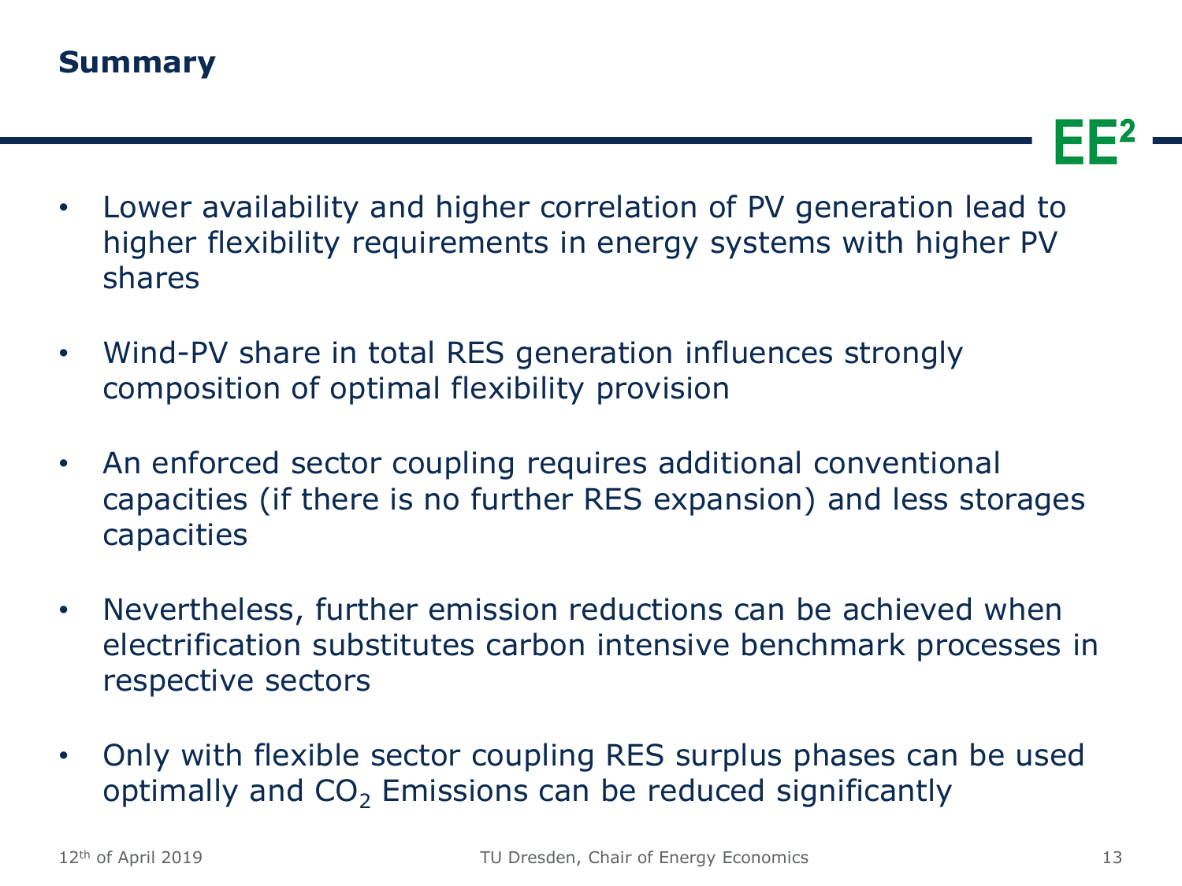# Summary

- Lower availability and higher correlation of PV generation lead to higher flexibility requirements in energy systems with higher PV shares
- Wind-PV share in total RES generation influences strongly composition of optimal flexibility provision
- An enforced sector coupling requires additional conventional capacities (if there is no further RES expansion) and less storages capacities
- Nevertheless, further emission reductions can be achieved when electrification substitutes carbon intensive benchmark processes in respective sectors
- Only with flexible sector coupling RES surplus phases can be used optimally and $CO_2$ Emissions can be reduced significantly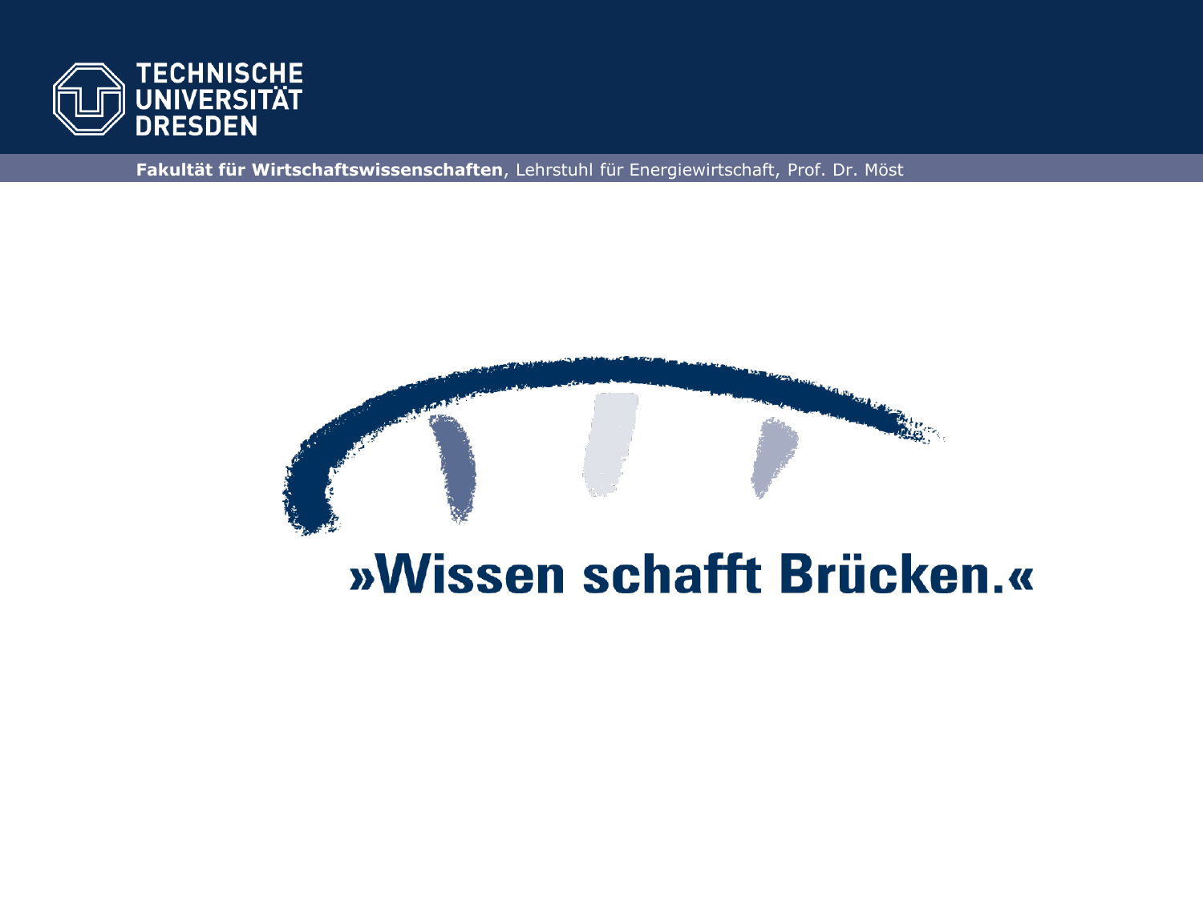»Wissen schafft Brücken.«